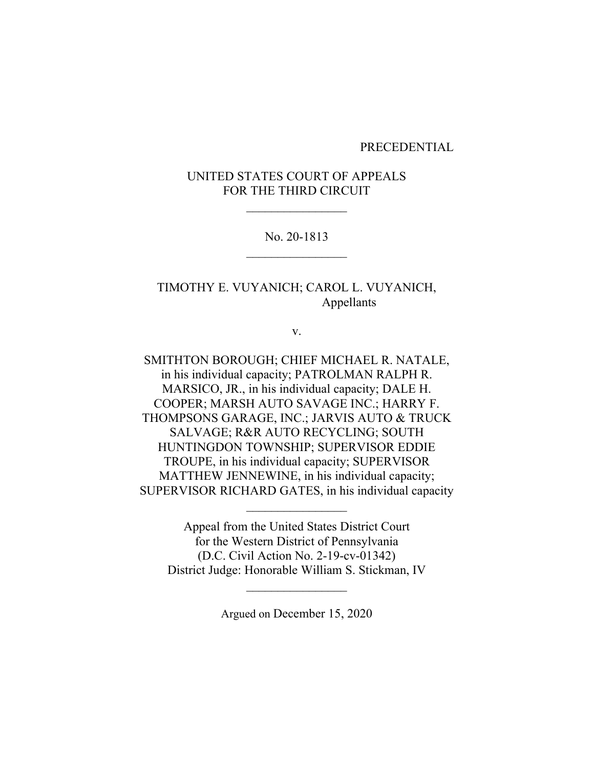PRECEDENTIAL

UNITED STATES COURT OF APPEALS
FOR THE THIRD CIRCUIT

\_\_\_\_\_\_\_\_\_\_\_\_\_\_\_\_

No. 20-1813

\_\_\_\_\_\_\_\_\_\_\_\_\_\_\_\_

TIMOTHY E. VUYANICH; CAROL L. VUYANICH,
Appellants

v.

SMITHTON BOROUGH; CHIEF MICHAEL R. NATALE, in his individual capacity; PATROLMAN RALPH R. MARSICO, JR., in his individual capacity; DALE H. COOPER; MARSH AUTO SAVAGE INC.; HARRY F. THOMPSONS GARAGE, INC.; JARVIS AUTO & TRUCK SALVAGE; R&R AUTO RECYCLING; SOUTH HUNTINGDON TOWNSHIP; SUPERVISOR EDDIE TROUPE, in his individual capacity; SUPERVISOR MATTHEW JENNEWINE, in his individual capacity; SUPERVISOR RICHARD GATES, in his individual capacity

\_\_\_\_\_\_\_\_\_\_\_\_\_\_\_\_

Appeal from the United States District Court
for the Western District of Pennsylvania
(D.C. Civil Action No. 2-19-cv-01342)
District Judge: Honorable William S. Stickman, IV

\_\_\_\_\_\_\_\_\_\_\_\_\_\_\_\_

Argued on December 15, 2020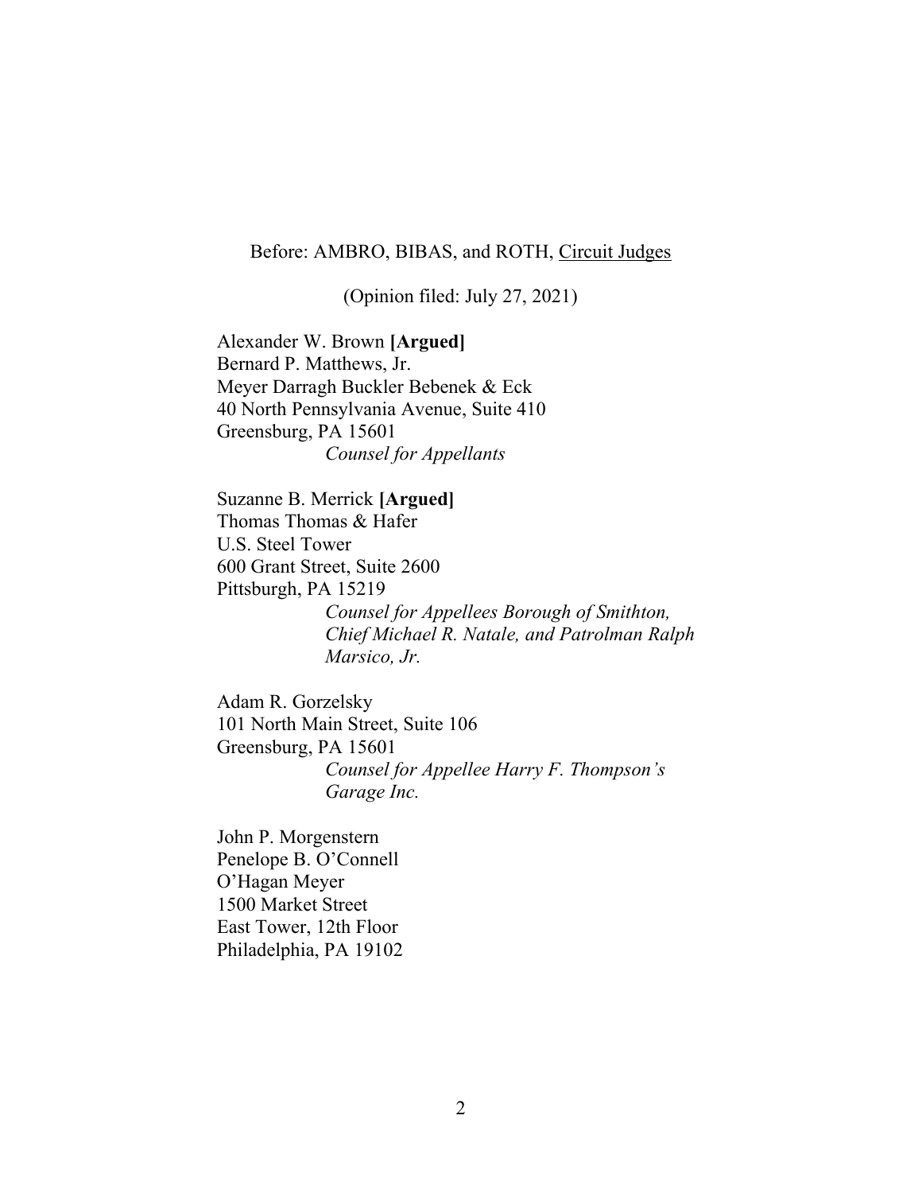Before: AMBRO, BIBAS, and ROTH, Circuit Judges

(Opinion filed: July 27, 2021)

Alexander W. Brown **[Argued]**
Bernard P. Matthews, Jr.
Meyer Darragh Buckler Bebenek & Eck
40 North Pennsylvania Avenue, Suite 410
Greensburg, PA 15601
*Counsel for Appellants*

Suzanne B. Merrick **[Argued]**
Thomas Thomas & Hafer
U.S. Steel Tower
600 Grant Street, Suite 2600
Pittsburgh, PA 15219
*Counsel for Appellees Borough of Smithton, Chief Michael R. Natale, and Patrolman Ralph Marsico, Jr.*

Adam R. Gorzelsky
101 North Main Street, Suite 106
Greensburg, PA 15601
*Counsel for Appellee Harry F. Thompson's Garage Inc.*

John P. Morgenstern
Penelope B. O'Connell
O'Hagan Meyer
1500 Market Street
East Tower, 12th Floor
Philadelphia, PA 19102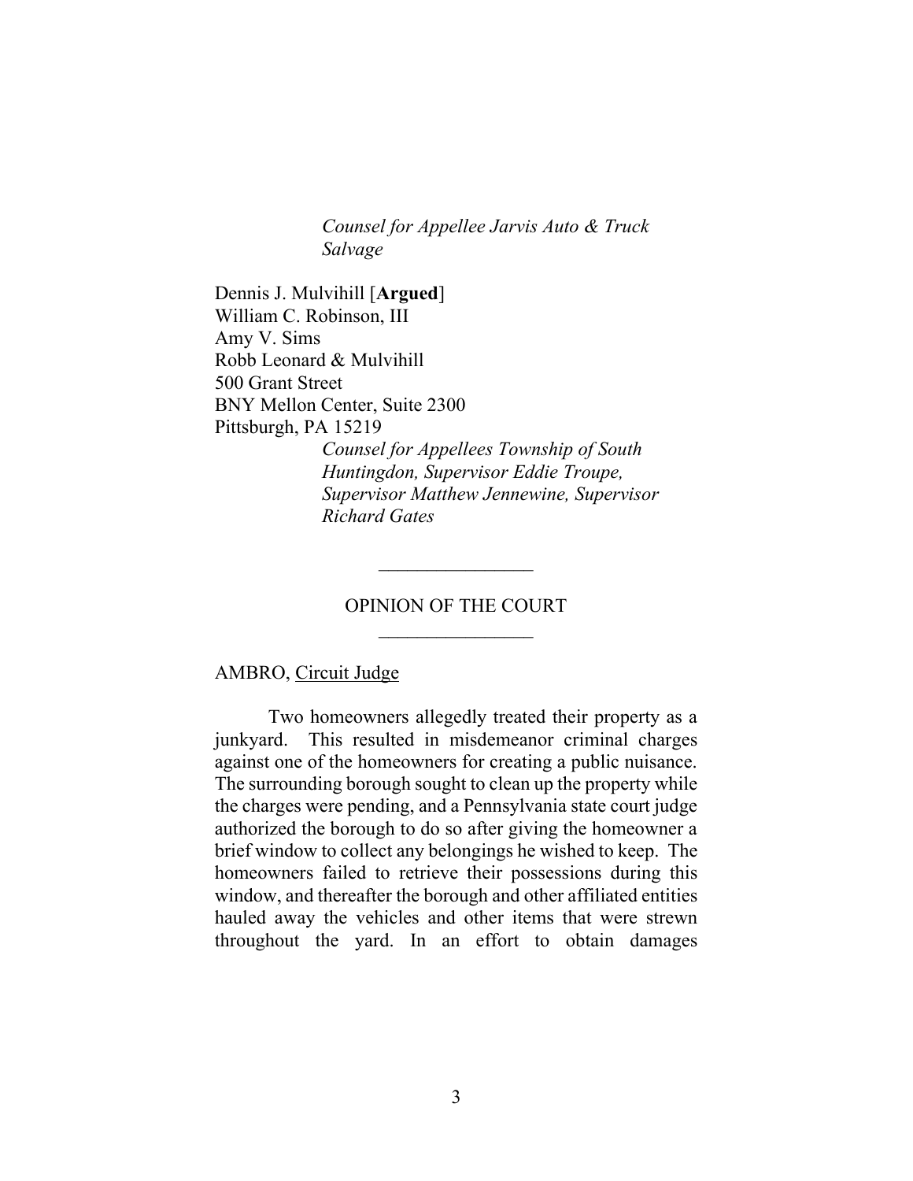*Counsel for Appellee Jarvis Auto & Truck Salvage*

Dennis J. Mulvihill [**Argued**]
William C. Robinson, III
Amy V. Sims
Robb Leonard & Mulvihill
500 Grant Street
BNY Mellon Center, Suite 2300
Pittsburgh, PA 15219

*Counsel for Appellees Township of South Huntingdon, Supervisor Eddie Troupe, Supervisor Matthew Jennewine, Supervisor Richard Gates*

---

OPINION OF THE COURT

---

AMBRO, Circuit Judge

Two homeowners allegedly treated their property as a junkyard. This resulted in misdemeanor criminal charges against one of the homeowners for creating a public nuisance. The surrounding borough sought to clean up the property while the charges were pending, and a Pennsylvania state court judge authorized the borough to do so after giving the homeowner a brief window to collect any belongings he wished to keep. The homeowners failed to retrieve their possessions during this window, and thereafter the borough and other affiliated entities hauled away the vehicles and other items that were strewn throughout the yard. In an effort to obtain damages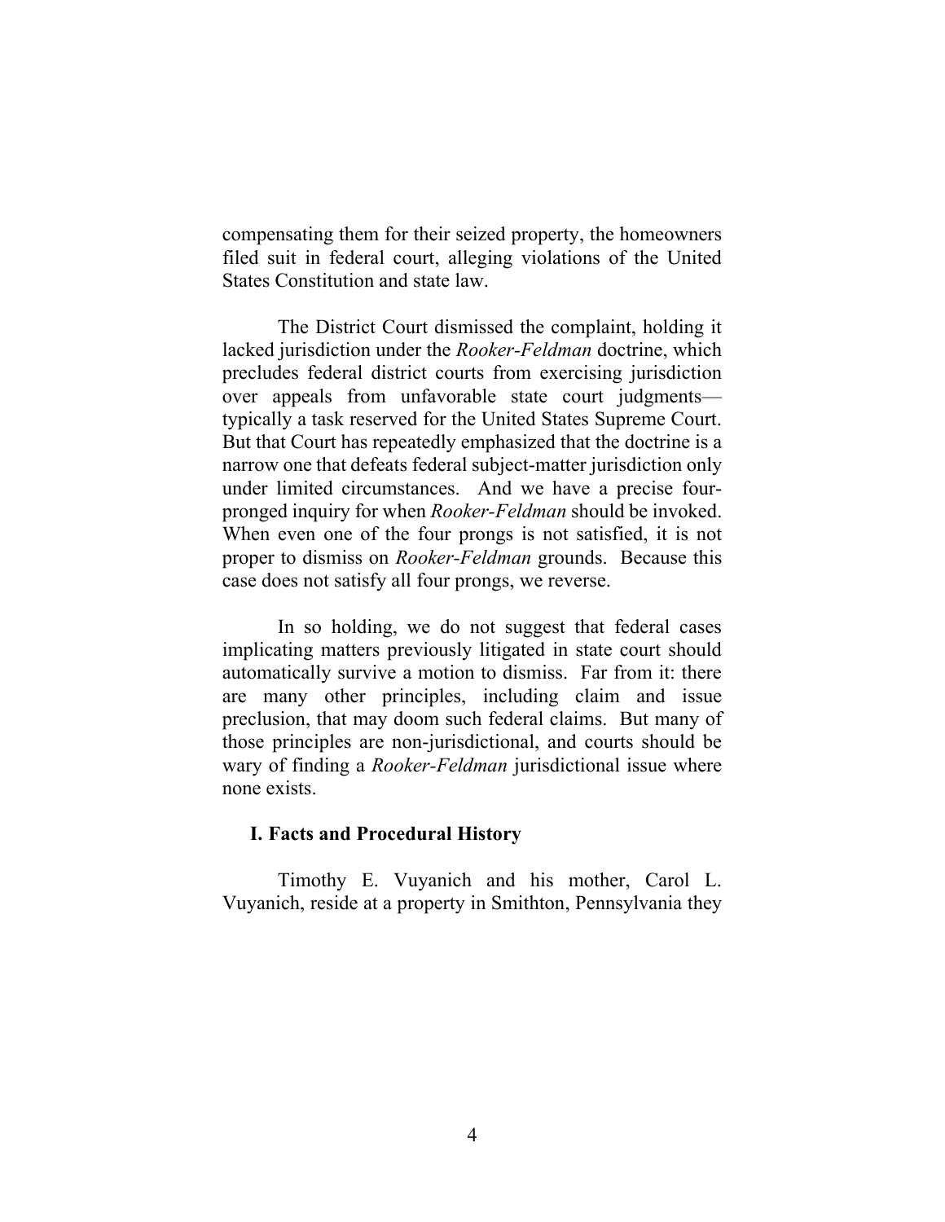compensating them for their seized property, the homeowners filed suit in federal court, alleging violations of the United States Constitution and state law.

The District Court dismissed the complaint, holding it lacked jurisdiction under the *Rooker-Feldman* doctrine, which precludes federal district courts from exercising jurisdiction over appeals from unfavorable state court judgments—typically a task reserved for the United States Supreme Court. But that Court has repeatedly emphasized that the doctrine is a narrow one that defeats federal subject-matter jurisdiction only under limited circumstances. And we have a precise four-pronged inquiry for when *Rooker-Feldman* should be invoked. When even one of the four prongs is not satisfied, it is not proper to dismiss on *Rooker-Feldman* grounds. Because this case does not satisfy all four prongs, we reverse.

In so holding, we do not suggest that federal cases implicating matters previously litigated in state court should automatically survive a motion to dismiss. Far from it: there are many other principles, including claim and issue preclusion, that may doom such federal claims. But many of those principles are non-jurisdictional, and courts should be wary of finding a *Rooker-Feldman* jurisdictional issue where none exists.

## I. Facts and Procedural History

Timothy E. Vuyanich and his mother, Carol L. Vuyanich, reside at a property in Smithton, Pennsylvania they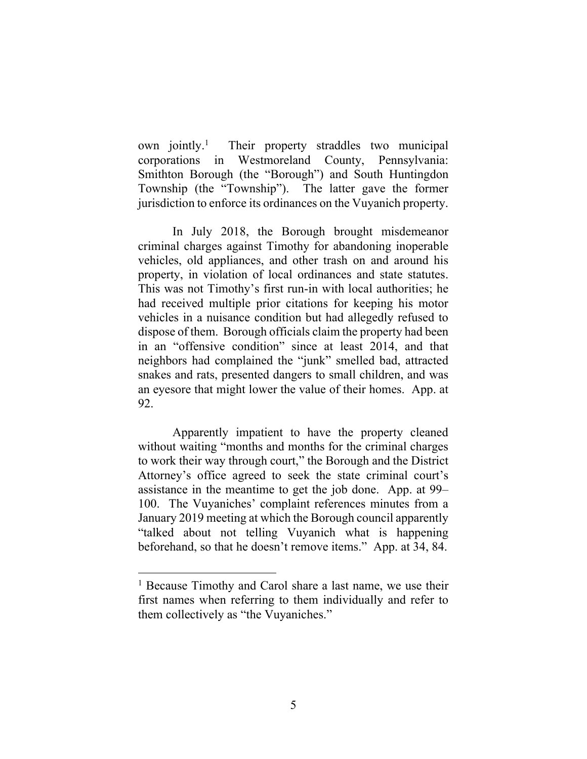own jointly.[1] Their property straddles two municipal corporations in Westmoreland County, Pennsylvania: Smithton Borough (the "Borough") and South Huntingdon Township (the "Township"). The latter gave the former jurisdiction to enforce its ordinances on the Vuyanich property.

In July 2018, the Borough brought misdemeanor criminal charges against Timothy for abandoning inoperable vehicles, old appliances, and other trash on and around his property, in violation of local ordinances and state statutes. This was not Timothy's first run-in with local authorities; he had received multiple prior citations for keeping his motor vehicles in a nuisance condition but had allegedly refused to dispose of them. Borough officials claim the property had been in an "offensive condition" since at least 2014, and that neighbors had complained the "junk" smelled bad, attracted snakes and rats, presented dangers to small children, and was an eyesore that might lower the value of their homes. App. at 92.

Apparently impatient to have the property cleaned without waiting "months and months for the criminal charges to work their way through court," the Borough and the District Attorney's office agreed to seek the state criminal court's assistance in the meantime to get the job done. App. at 99–100. The Vuyaniches' complaint references minutes from a January 2019 meeting at which the Borough council apparently "talked about not telling Vuyanich what is happening beforehand, so that he doesn't remove items." App. at 34, 84.

---

[1] Because Timothy and Carol share a last name, we use their first names when referring to them individually and refer to them collectively as "the Vuyaniches."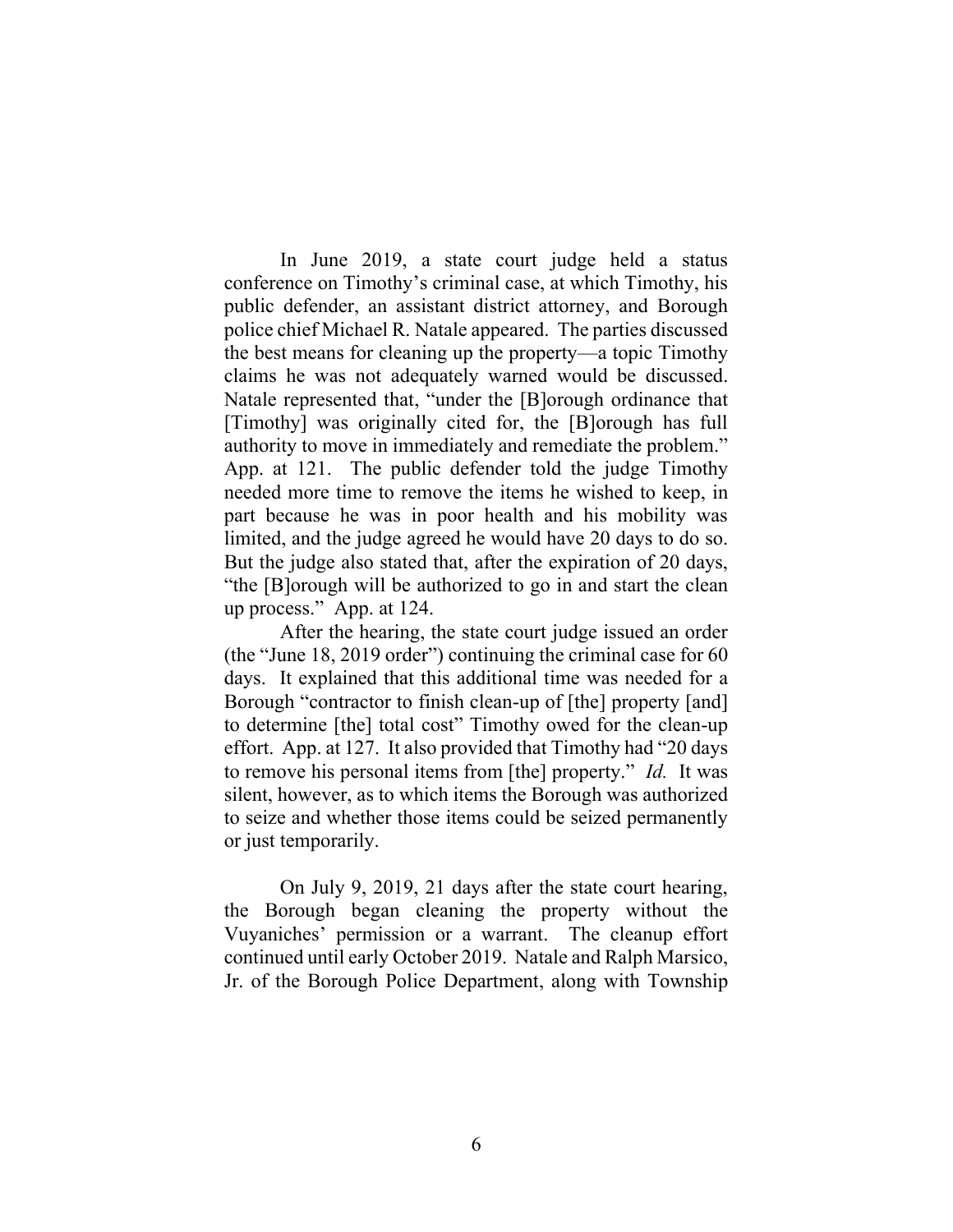In June 2019, a state court judge held a status conference on Timothy's criminal case, at which Timothy, his public defender, an assistant district attorney, and Borough police chief Michael R. Natale appeared. The parties discussed the best means for cleaning up the property—a topic Timothy claims he was not adequately warned would be discussed. Natale represented that, "under the [B]orough ordinance that [Timothy] was originally cited for, the [B]orough has full authority to move in immediately and remediate the problem." App. at 121. The public defender told the judge Timothy needed more time to remove the items he wished to keep, in part because he was in poor health and his mobility was limited, and the judge agreed he would have 20 days to do so. But the judge also stated that, after the expiration of 20 days, "the [B]orough will be authorized to go in and start the clean up process." App. at 124.

After the hearing, the state court judge issued an order (the "June 18, 2019 order") continuing the criminal case for 60 days. It explained that this additional time was needed for a Borough "contractor to finish clean-up of [the] property [and] to determine [the] total cost" Timothy owed for the clean-up effort. App. at 127. It also provided that Timothy had "20 days to remove his personal items from [the] property." *Id.* It was silent, however, as to which items the Borough was authorized to seize and whether those items could be seized permanently or just temporarily.

On July 9, 2019, 21 days after the state court hearing, the Borough began cleaning the property without the Vuyaniches' permission or a warrant. The cleanup effort continued until early October 2019. Natale and Ralph Marsico, Jr. of the Borough Police Department, along with Township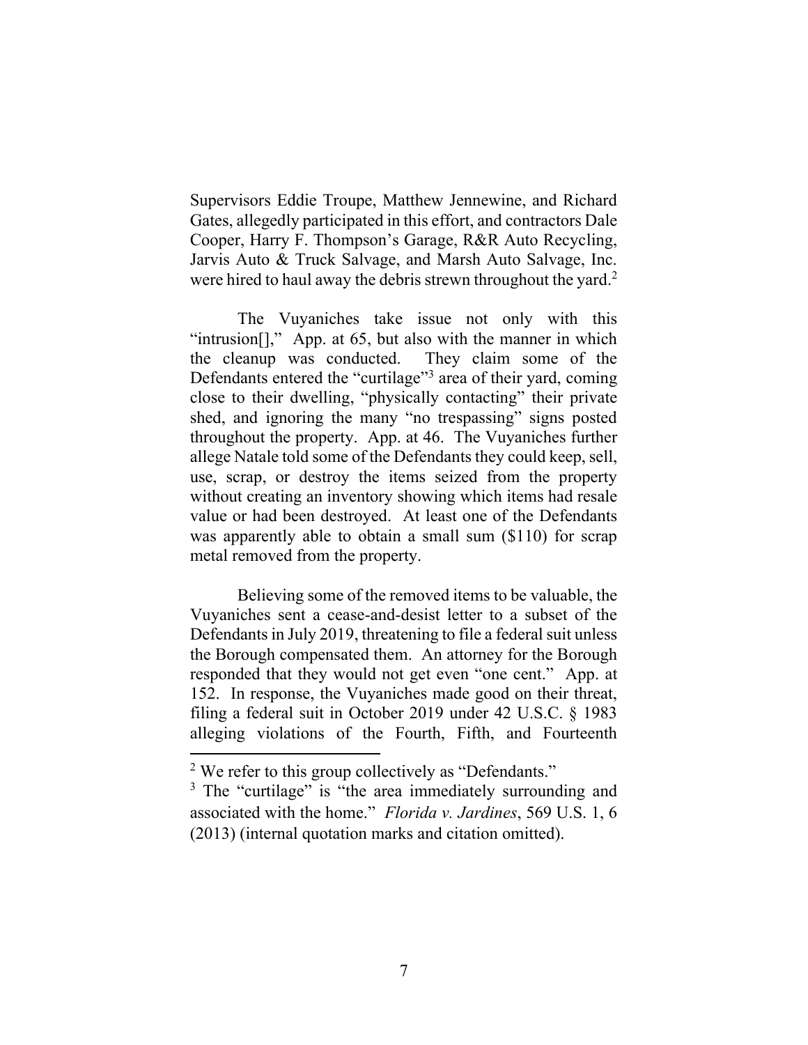Supervisors Eddie Troupe, Matthew Jennewine, and Richard Gates, allegedly participated in this effort, and contractors Dale Cooper, Harry F. Thompson's Garage, R&R Auto Recycling, Jarvis Auto & Truck Salvage, and Marsh Auto Salvage, Inc. were hired to haul away the debris strewn throughout the yard.[2]

The Vuyaniches take issue not only with this "intrusion[]," App. at 65, but also with the manner in which the cleanup was conducted. They claim some of the Defendants entered the "curtilage"[3] area of their yard, coming close to their dwelling, "physically contacting" their private shed, and ignoring the many "no trespassing" signs posted throughout the property. App. at 46. The Vuyaniches further allege Natale told some of the Defendants they could keep, sell, use, scrap, or destroy the items seized from the property without creating an inventory showing which items had resale value or had been destroyed. At least one of the Defendants was apparently able to obtain a small sum ($110) for scrap metal removed from the property.

Believing some of the removed items to be valuable, the Vuyaniches sent a cease-and-desist letter to a subset of the Defendants in July 2019, threatening to file a federal suit unless the Borough compensated them. An attorney for the Borough responded that they would not get even "one cent." App. at 152. In response, the Vuyaniches made good on their threat, filing a federal suit in October 2019 under 42 U.S.C. § 1983 alleging violations of the Fourth, Fifth, and Fourteenth

---

[2] We refer to this group collectively as "Defendants."

[3] The "curtilage" is "the area immediately surrounding and associated with the home." *Florida v. Jardines*, 569 U.S. 1, 6 (2013) (internal quotation marks and citation omitted).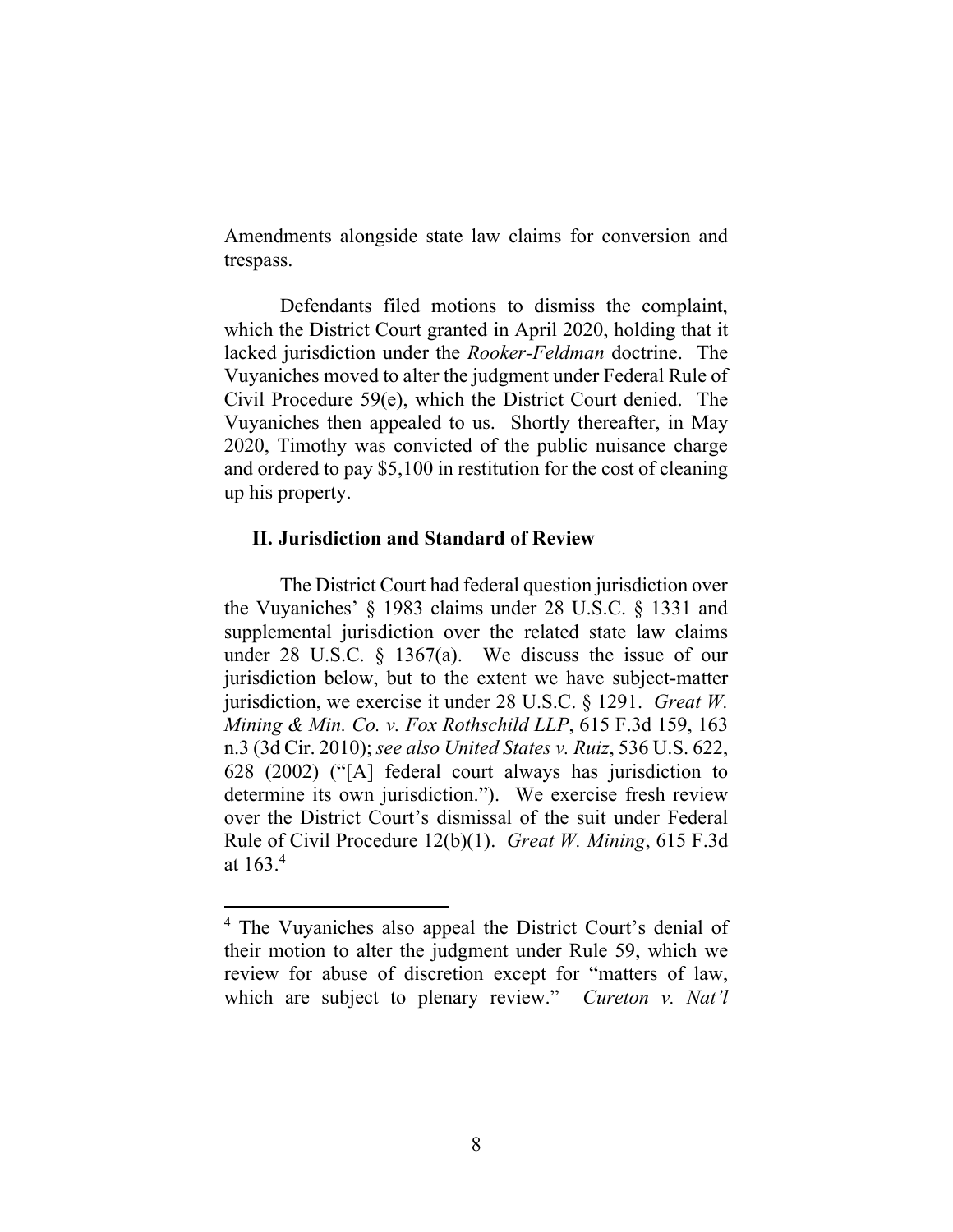Amendments alongside state law claims for conversion and trespass.

Defendants filed motions to dismiss the complaint, which the District Court granted in April 2020, holding that it lacked jurisdiction under the *Rooker-Feldman* doctrine. The Vuyaniches moved to alter the judgment under Federal Rule of Civil Procedure 59(e), which the District Court denied. The Vuyaniches then appealed to us. Shortly thereafter, in May 2020, Timothy was convicted of the public nuisance charge and ordered to pay $5,100 in restitution for the cost of cleaning up his property.

## II. Jurisdiction and Standard of Review

The District Court had federal question jurisdiction over the Vuyaniches' § 1983 claims under 28 U.S.C. § 1331 and supplemental jurisdiction over the related state law claims under 28 U.S.C. § 1367(a). We discuss the issue of our jurisdiction below, but to the extent we have subject-matter jurisdiction, we exercise it under 28 U.S.C. § 1291. *Great W. Mining & Min. Co. v. Fox Rothschild LLP*, 615 F.3d 159, 163 n.3 (3d Cir. 2010); *see also United States v. Ruiz*, 536 U.S. 622, 628 (2002) ("[A] federal court always has jurisdiction to determine its own jurisdiction."). We exercise fresh review over the District Court's dismissal of the suit under Federal Rule of Civil Procedure 12(b)(1). *Great W. Mining*, 615 F.3d at 163.[4]

[4] The Vuyaniches also appeal the District Court's denial of their motion to alter the judgment under Rule 59, which we review for abuse of discretion except for "matters of law, which are subject to plenary review." *Cureton v. Nat'l*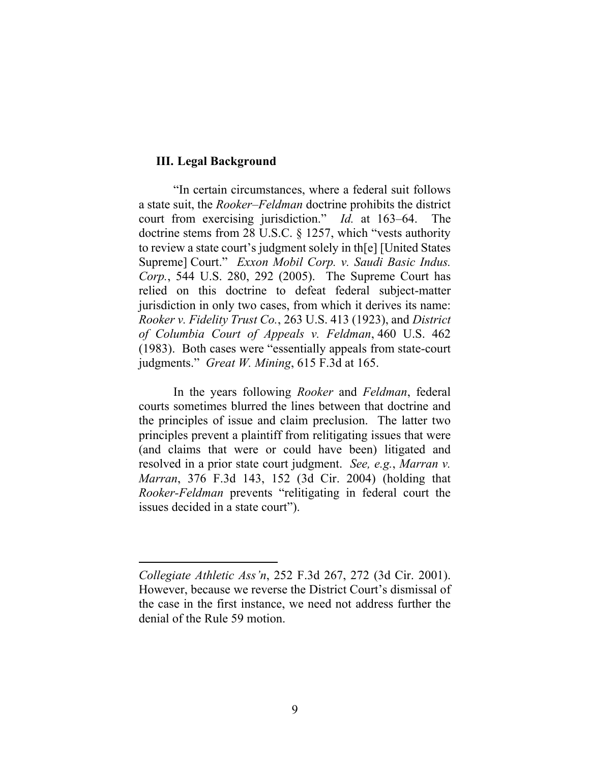### III. Legal Background

"In certain circumstances, where a federal suit follows a state suit, the *Rooker–Feldman* doctrine prohibits the district court from exercising jurisdiction." *Id.* at 163–64. The doctrine stems from 28 U.S.C. § 1257, which "vests authority to review a state court's judgment solely in th[e] [United States Supreme] Court." *Exxon Mobil Corp. v. Saudi Basic Indus. Corp.*, 544 U.S. 280, 292 (2005). The Supreme Court has relied on this doctrine to defeat federal subject-matter jurisdiction in only two cases, from which it derives its name: *Rooker v. Fidelity Trust Co.*, 263 U.S. 413 (1923), and *District of Columbia Court of Appeals v. Feldman*, 460 U.S. 462 (1983). Both cases were "essentially appeals from state-court judgments." *Great W. Mining*, 615 F.3d at 165.

In the years following *Rooker* and *Feldman*, federal courts sometimes blurred the lines between that doctrine and the principles of issue and claim preclusion. The latter two principles prevent a plaintiff from relitigating issues that were (and claims that were or could have been) litigated and resolved in a prior state court judgment. *See, e.g.*, *Marran v. Marran*, 376 F.3d 143, 152 (3d Cir. 2004) (holding that *Rooker-Feldman* prevents "relitigating in federal court the issues decided in a state court").

---

*Collegiate Athletic Ass'n*, 252 F.3d 267, 272 (3d Cir. 2001). However, because we reverse the District Court's dismissal of the case in the first instance, we need not address further the denial of the Rule 59 motion.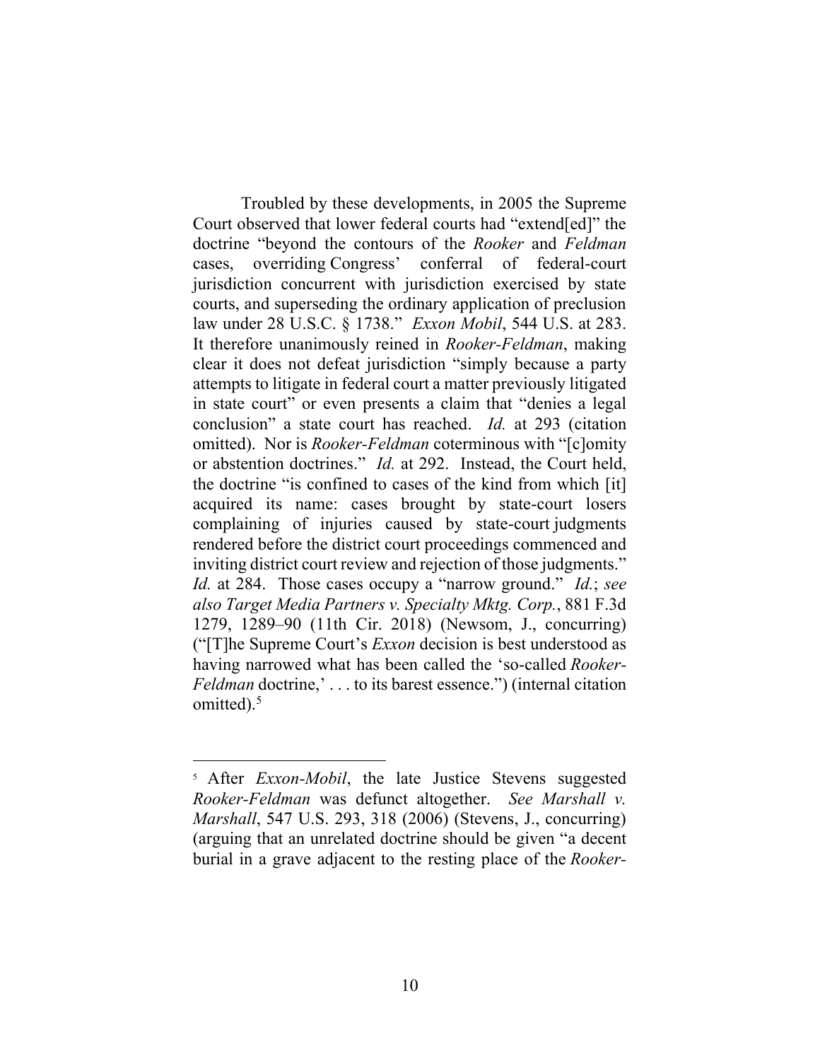Troubled by these developments, in 2005 the Supreme Court observed that lower federal courts had "extend[ed]" the doctrine "beyond the contours of the *Rooker* and *Feldman* cases, overriding Congress' conferral of federal-court jurisdiction concurrent with jurisdiction exercised by state courts, and superseding the ordinary application of preclusion law under 28 U.S.C. § 1738." *Exxon Mobil*, 544 U.S. at 283. It therefore unanimously reined in *Rooker-Feldman*, making clear it does not defeat jurisdiction "simply because a party attempts to litigate in federal court a matter previously litigated in state court" or even presents a claim that "denies a legal conclusion" a state court has reached. *Id.* at 293 (citation omitted). Nor is *Rooker-Feldman* coterminous with "[c]omity or abstention doctrines." *Id.* at 292. Instead, the Court held, the doctrine "is confined to cases of the kind from which [it] acquired its name: cases brought by state-court losers complaining of injuries caused by state-court judgments rendered before the district court proceedings commenced and inviting district court review and rejection of those judgments." *Id.* at 284. Those cases occupy a "narrow ground." *Id.*; *see also Target Media Partners v. Specialty Mktg. Corp.*, 881 F.3d 1279, 1289–90 (11th Cir. 2018) (Newsom, J., concurring) ("[T]he Supreme Court's *Exxon* decision is best understood as having narrowed what has been called the 'so-called *Rooker-Feldman* doctrine,' . . . to its barest essence.") (internal citation omitted).[5]

---

[5] After *Exxon-Mobil*, the late Justice Stevens suggested *Rooker-Feldman* was defunct altogether. *See Marshall v. Marshall*, 547 U.S. 293, 318 (2006) (Stevens, J., concurring) (arguing that an unrelated doctrine should be given "a decent burial in a grave adjacent to the resting place of the *Rooker-*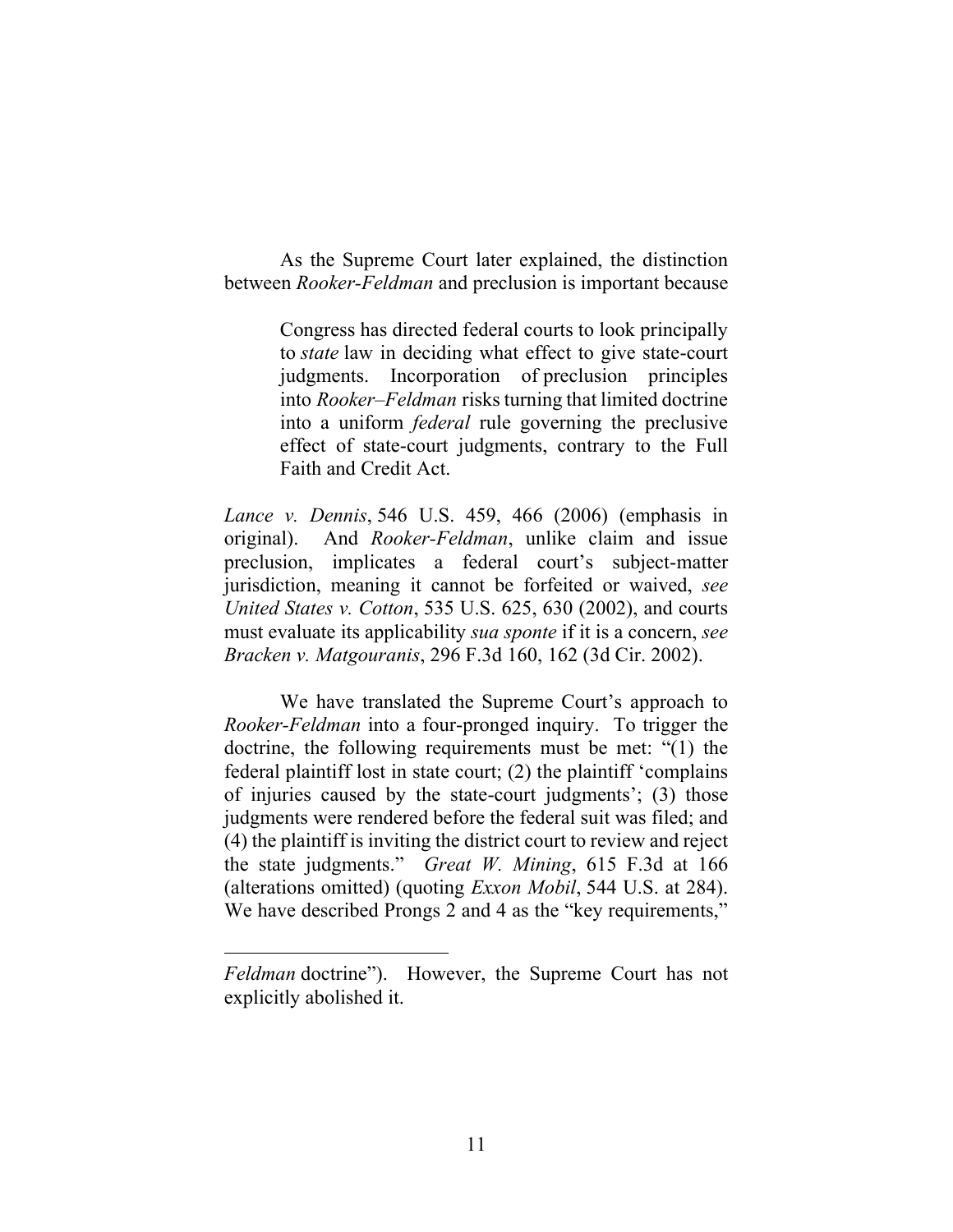As the Supreme Court later explained, the distinction between *Rooker-Feldman* and preclusion is important because

> Congress has directed federal courts to look principally to *state* law in deciding what effect to give state-court judgments. Incorporation of preclusion principles into *Rooker–Feldman* risks turning that limited doctrine into a uniform *federal* rule governing the preclusive effect of state-court judgments, contrary to the Full Faith and Credit Act.

*Lance v. Dennis*, 546 U.S. 459, 466 (2006) (emphasis in original). And *Rooker-Feldman*, unlike claim and issue preclusion, implicates a federal court's subject-matter jurisdiction, meaning it cannot be forfeited or waived, *see United States v. Cotton*, 535 U.S. 625, 630 (2002), and courts must evaluate its applicability *sua sponte* if it is a concern, *see Bracken v. Matgouranis*, 296 F.3d 160, 162 (3d Cir. 2002).

We have translated the Supreme Court's approach to *Rooker-Feldman* into a four-pronged inquiry. To trigger the doctrine, the following requirements must be met: "(1) the federal plaintiff lost in state court; (2) the plaintiff 'complains of injuries caused by the state-court judgments'; (3) those judgments were rendered before the federal suit was filed; and (4) the plaintiff is inviting the district court to review and reject the state judgments." *Great W. Mining*, 615 F.3d at 166 (alterations omitted) (quoting *Exxon Mobil*, 544 U.S. at 284). We have described Prongs 2 and 4 as the "key requirements,"

---

*Feldman* doctrine"). However, the Supreme Court has not explicitly abolished it.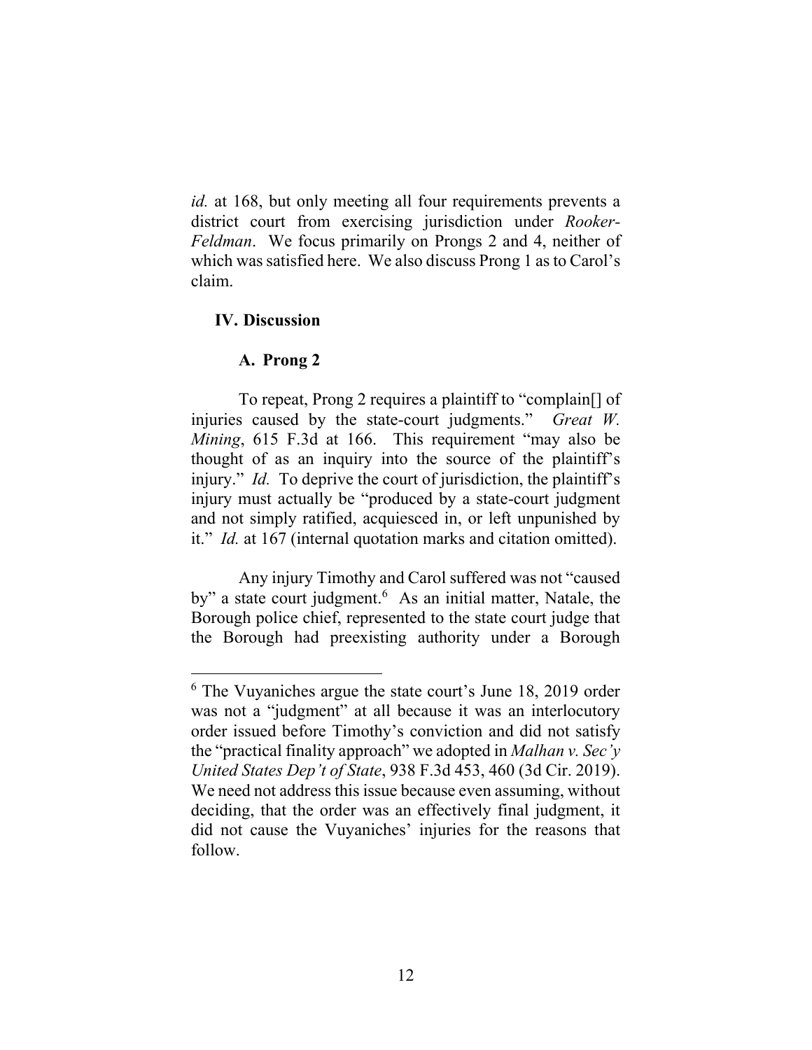*id.* at 168, but only meeting all four requirements prevents a district court from exercising jurisdiction under *Rooker-Feldman*. We focus primarily on Prongs 2 and 4, neither of which was satisfied here. We also discuss Prong 1 as to Carol's claim.

## IV. Discussion

### A. Prong 2

To repeat, Prong 2 requires a plaintiff to "complain[] of injuries caused by the state-court judgments." *Great W. Mining*, 615 F.3d at 166. This requirement "may also be thought of as an inquiry into the source of the plaintiff's injury." *Id.* To deprive the court of jurisdiction, the plaintiff's injury must actually be "produced by a state-court judgment and not simply ratified, acquiesced in, or left unpunished by it." *Id.* at 167 (internal quotation marks and citation omitted).

Any injury Timothy and Carol suffered was not "caused by" a state court judgment.[6] As an initial matter, Natale, the Borough police chief, represented to the state court judge that the Borough had preexisting authority under a Borough

---

[6] The Vuyaniches argue the state court's June 18, 2019 order was not a "judgment" at all because it was an interlocutory order issued before Timothy's conviction and did not satisfy the "practical finality approach" we adopted in *Malhan v. Sec'y United States Dep't of State*, 938 F.3d 453, 460 (3d Cir. 2019). We need not address this issue because even assuming, without deciding, that the order was an effectively final judgment, it did not cause the Vuyaniches' injuries for the reasons that follow.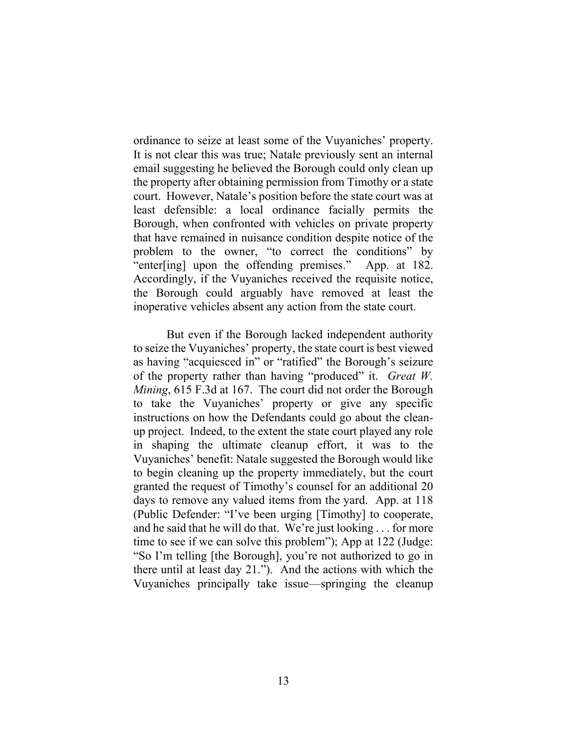ordinance to seize at least some of the Vuyaniches' property. It is not clear this was true; Natale previously sent an internal email suggesting he believed the Borough could only clean up the property after obtaining permission from Timothy or a state court. However, Natale's position before the state court was at least defensible: a local ordinance facially permits the Borough, when confronted with vehicles on private property that have remained in nuisance condition despite notice of the problem to the owner, "to correct the conditions" by "enter[ing] upon the offending premises." App. at 182. Accordingly, if the Vuyaniches received the requisite notice, the Borough could arguably have removed at least the inoperative vehicles absent any action from the state court.

But even if the Borough lacked independent authority to seize the Vuyaniches' property, the state court is best viewed as having "acquiesced in" or "ratified" the Borough's seizure of the property rather than having "produced" it. *Great W. Mining*, 615 F.3d at 167. The court did not order the Borough to take the Vuyaniches' property or give any specific instructions on how the Defendants could go about the clean-up project. Indeed, to the extent the state court played any role in shaping the ultimate cleanup effort, it was to the Vuyaniches' benefit: Natale suggested the Borough would like to begin cleaning up the property immediately, but the court granted the request of Timothy's counsel for an additional 20 days to remove any valued items from the yard. App. at 118 (Public Defender: "I've been urging [Timothy] to cooperate, and he said that he will do that. We're just looking . . . for more time to see if we can solve this problem"); App at 122 (Judge: "So I'm telling [the Borough], you're not authorized to go in there until at least day 21."). And the actions with which the Vuyaniches principally take issue—springing the cleanup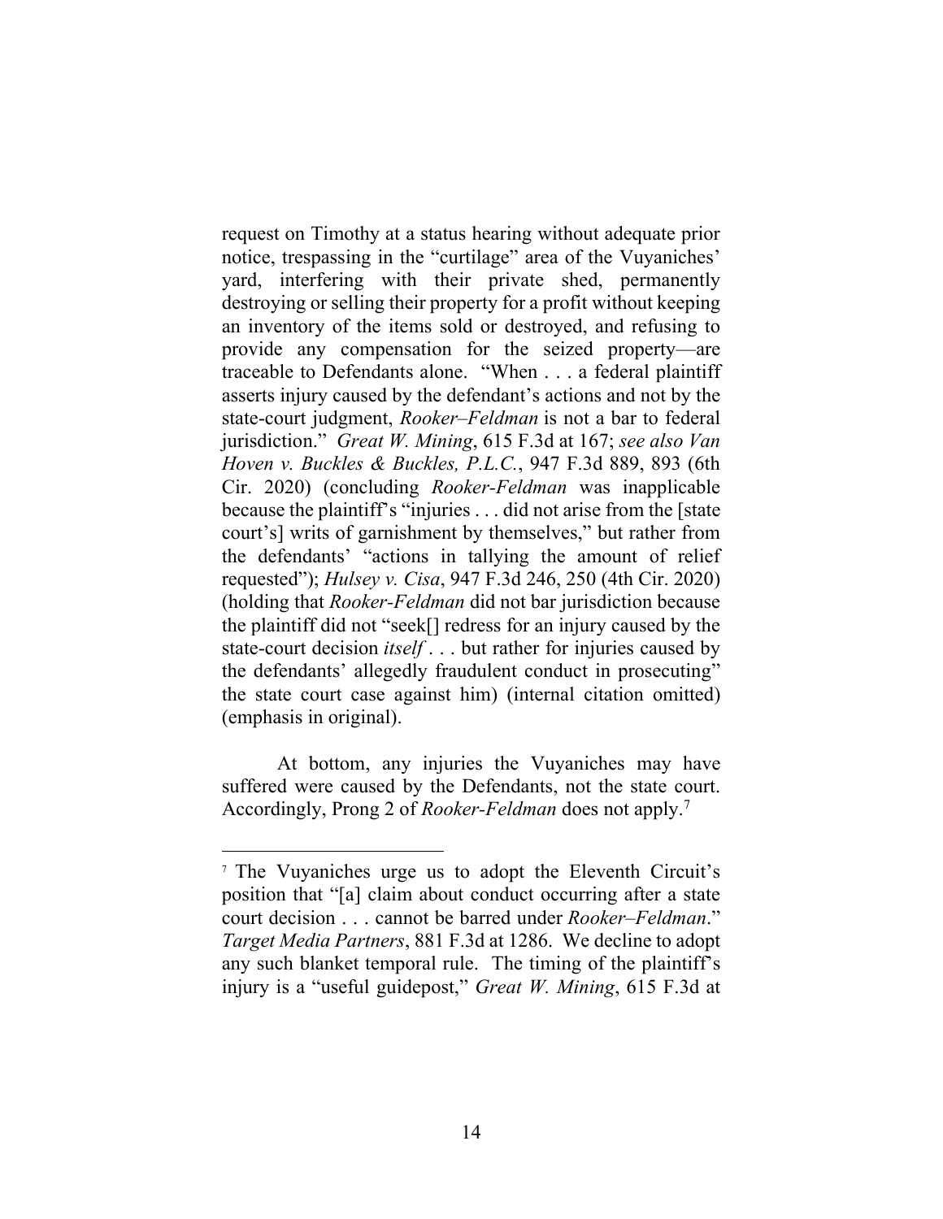request on Timothy at a status hearing without adequate prior notice, trespassing in the "curtilage" area of the Vuyaniches' yard, interfering with their private shed, permanently destroying or selling their property for a profit without keeping an inventory of the items sold or destroyed, and refusing to provide any compensation for the seized property—are traceable to Defendants alone. "When . . . a federal plaintiff asserts injury caused by the defendant's actions and not by the state-court judgment, *Rooker–Feldman* is not a bar to federal jurisdiction." *Great W. Mining*, 615 F.3d at 167; *see also Van Hoven v. Buckles & Buckles, P.L.C.*, 947 F.3d 889, 893 (6th Cir. 2020) (concluding *Rooker-Feldman* was inapplicable because the plaintiff's "injuries . . . did not arise from the [state court's] writs of garnishment by themselves," but rather from the defendants' "actions in tallying the amount of relief requested"); *Hulsey v. Cisa*, 947 F.3d 246, 250 (4th Cir. 2020) (holding that *Rooker-Feldman* did not bar jurisdiction because the plaintiff did not "seek[] redress for an injury caused by the state-court decision *itself* . . . but rather for injuries caused by the defendants' allegedly fraudulent conduct in prosecuting" the state court case against him) (internal citation omitted) (emphasis in original).

At bottom, any injuries the Vuyaniches may have suffered were caused by the Defendants, not the state court. Accordingly, Prong 2 of *Rooker-Feldman* does not apply.[7]

---

[7] The Vuyaniches urge us to adopt the Eleventh Circuit's position that "[a] claim about conduct occurring after a state court decision . . . cannot be barred under *Rooker–Feldman*." *Target Media Partners*, 881 F.3d at 1286. We decline to adopt any such blanket temporal rule. The timing of the plaintiff's injury is a "useful guidepost," *Great W. Mining*, 615 F.3d at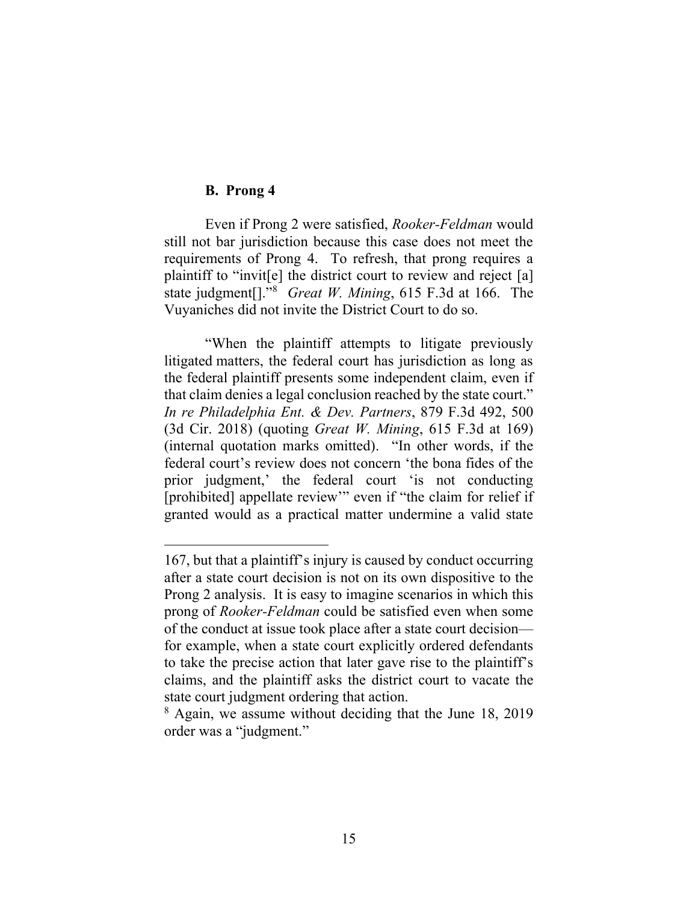### B. Prong 4

Even if Prong 2 were satisfied, *Rooker-Feldman* would still not bar jurisdiction because this case does not meet the requirements of Prong 4. To refresh, that prong requires a plaintiff to "invit[e] the district court to review and reject [a] state judgment[]."[8] *Great W. Mining*, 615 F.3d at 166. The Vuyaniches did not invite the District Court to do so.

"When the plaintiff attempts to litigate previously litigated matters, the federal court has jurisdiction as long as the federal plaintiff presents some independent claim, even if that claim denies a legal conclusion reached by the state court." *In re Philadelphia Ent. & Dev. Partners*, 879 F.3d 492, 500 (3d Cir. 2018) (quoting *Great W. Mining*, 615 F.3d at 169) (internal quotation marks omitted). "In other words, if the federal court's review does not concern 'the bona fides of the prior judgment,' the federal court 'is not conducting [prohibited] appellate review'" even if "the claim for relief if granted would as a practical matter undermine a valid state

---

167, but that a plaintiff's injury is caused by conduct occurring after a state court decision is not on its own dispositive to the Prong 2 analysis. It is easy to imagine scenarios in which this prong of *Rooker-Feldman* could be satisfied even when some of the conduct at issue took place after a state court decision—for example, when a state court explicitly ordered defendants to take the precise action that later gave rise to the plaintiff's claims, and the plaintiff asks the district court to vacate the state court judgment ordering that action.

[8] Again, we assume without deciding that the June 18, 2019 order was a "judgment."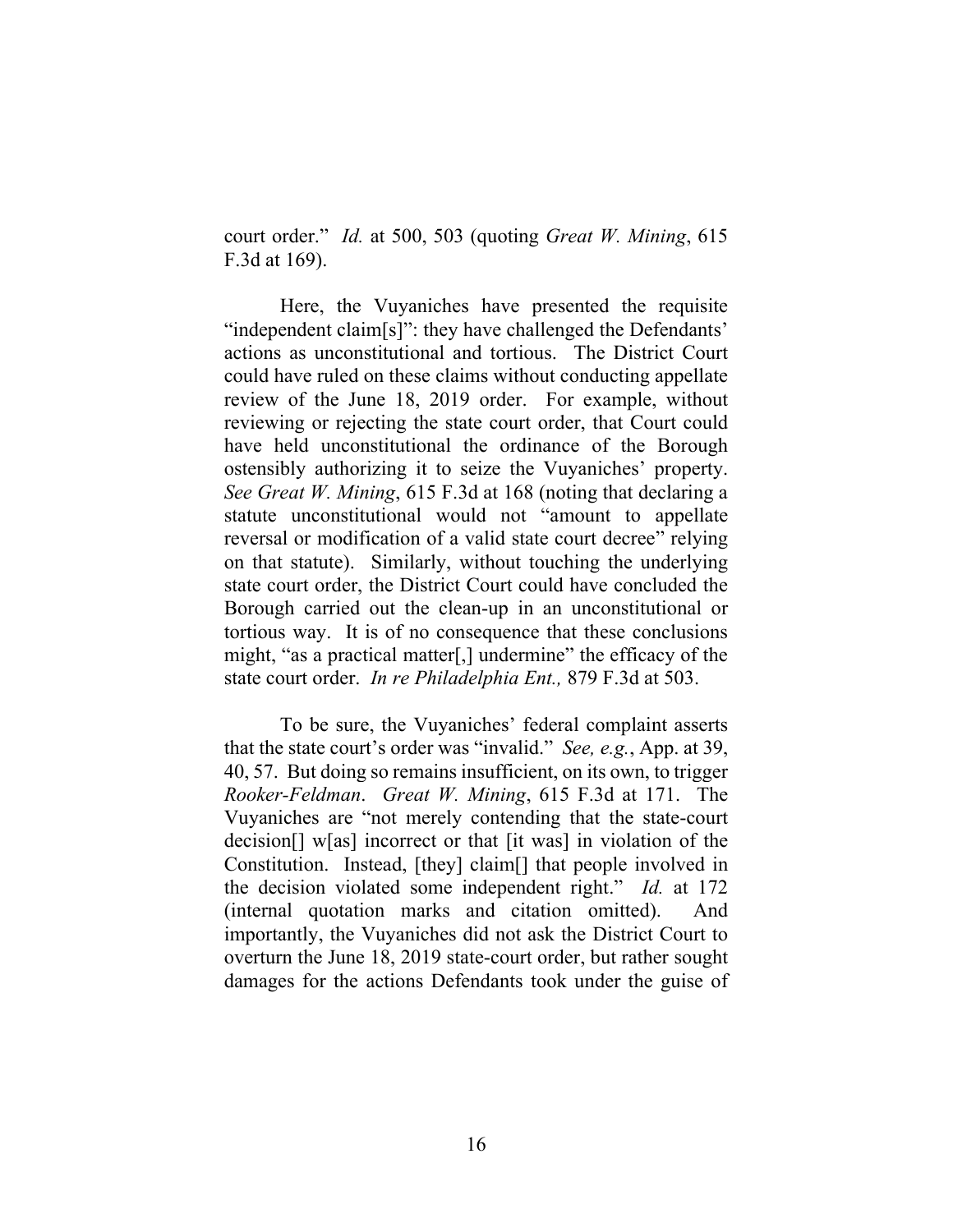court order." *Id.* at 500, 503 (quoting *Great W. Mining*, 615 F.3d at 169).

Here, the Vuyaniches have presented the requisite "independent claim[s]": they have challenged the Defendants' actions as unconstitutional and tortious. The District Court could have ruled on these claims without conducting appellate review of the June 18, 2019 order. For example, without reviewing or rejecting the state court order, that Court could have held unconstitutional the ordinance of the Borough ostensibly authorizing it to seize the Vuyaniches' property. *See Great W. Mining*, 615 F.3d at 168 (noting that declaring a statute unconstitutional would not "amount to appellate reversal or modification of a valid state court decree" relying on that statute). Similarly, without touching the underlying state court order, the District Court could have concluded the Borough carried out the clean-up in an unconstitutional or tortious way. It is of no consequence that these conclusions might, "as a practical matter[,] undermine" the efficacy of the state court order. *In re Philadelphia Ent.,* 879 F.3d at 503.

To be sure, the Vuyaniches' federal complaint asserts that the state court's order was "invalid." *See, e.g.*, App. at 39, 40, 57. But doing so remains insufficient, on its own, to trigger *Rooker-Feldman*. *Great W. Mining*, 615 F.3d at 171. The Vuyaniches are "not merely contending that the state-court decision[] w[as] incorrect or that [it was] in violation of the Constitution. Instead, [they] claim[] that people involved in the decision violated some independent right." *Id.* at 172 (internal quotation marks and citation omitted). And importantly, the Vuyaniches did not ask the District Court to overturn the June 18, 2019 state-court order, but rather sought damages for the actions Defendants took under the guise of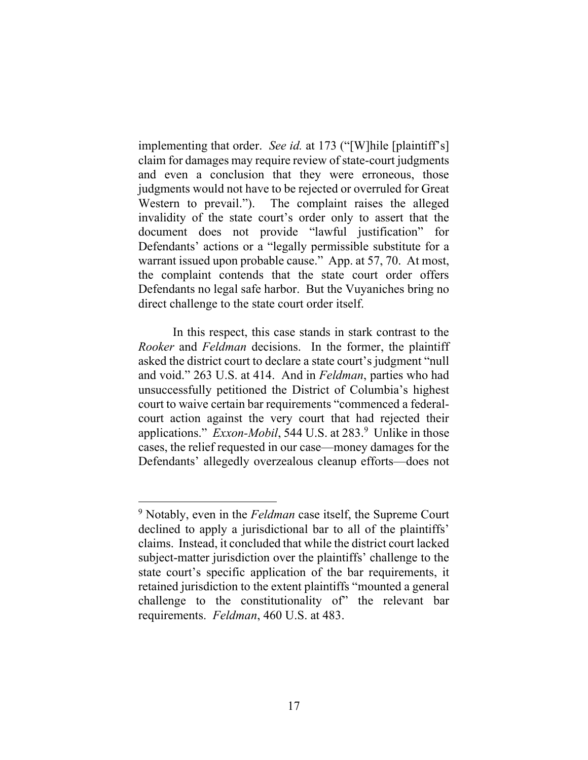implementing that order. *See id.* at 173 ("[W]hile [plaintiff's] claim for damages may require review of state-court judgments and even a conclusion that they were erroneous, those judgments would not have to be rejected or overruled for Great Western to prevail."). The complaint raises the alleged invalidity of the state court's order only to assert that the document does not provide "lawful justification" for Defendants' actions or a "legally permissible substitute for a warrant issued upon probable cause." App. at 57, 70. At most, the complaint contends that the state court order offers Defendants no legal safe harbor. But the Vuyaniches bring no direct challenge to the state court order itself.

In this respect, this case stands in stark contrast to the *Rooker* and *Feldman* decisions. In the former, the plaintiff asked the district court to declare a state court's judgment "null and void." 263 U.S. at 414. And in *Feldman*, parties who had unsuccessfully petitioned the District of Columbia's highest court to waive certain bar requirements "commenced a federal-court action against the very court that had rejected their applications." *Exxon-Mobil*, 544 U.S. at 283.[9] Unlike in those cases, the relief requested in our case—money damages for the Defendants' allegedly overzealous cleanup efforts—does not

[9] Notably, even in the *Feldman* case itself, the Supreme Court declined to apply a jurisdictional bar to all of the plaintiffs' claims. Instead, it concluded that while the district court lacked subject-matter jurisdiction over the plaintiffs' challenge to the state court's specific application of the bar requirements, it retained jurisdiction to the extent plaintiffs "mounted a general challenge to the constitutionality of" the relevant bar requirements. *Feldman*, 460 U.S. at 483.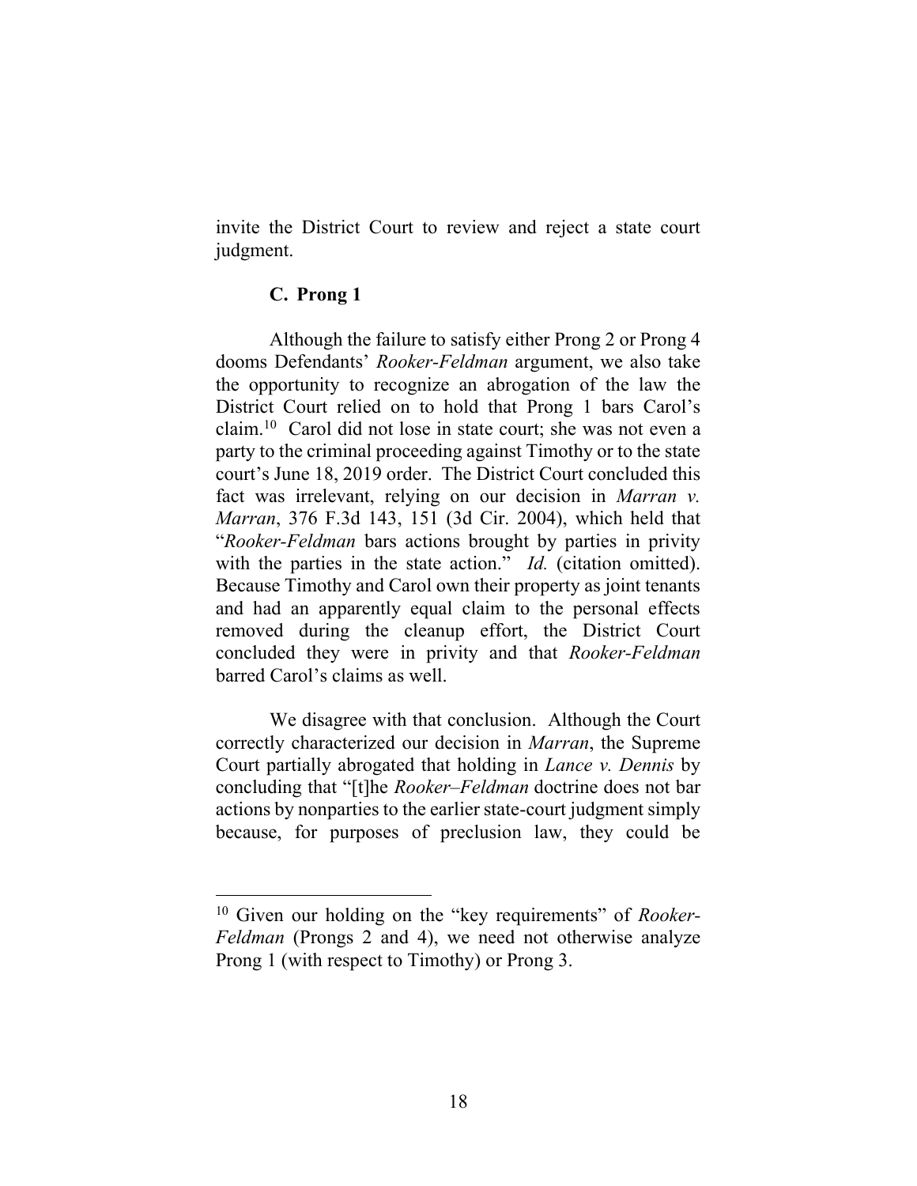invite the District Court to review and reject a state court judgment.

### C. Prong 1

Although the failure to satisfy either Prong 2 or Prong 4 dooms Defendants' *Rooker-Feldman* argument, we also take the opportunity to recognize an abrogation of the law the District Court relied on to hold that Prong 1 bars Carol's claim.[10] Carol did not lose in state court; she was not even a party to the criminal proceeding against Timothy or to the state court's June 18, 2019 order. The District Court concluded this fact was irrelevant, relying on our decision in *Marran v. Marran*, 376 F.3d 143, 151 (3d Cir. 2004), which held that "*Rooker-Feldman* bars actions brought by parties in privity with the parties in the state action." *Id.* (citation omitted). Because Timothy and Carol own their property as joint tenants and had an apparently equal claim to the personal effects removed during the cleanup effort, the District Court concluded they were in privity and that *Rooker-Feldman* barred Carol's claims as well.

We disagree with that conclusion. Although the Court correctly characterized our decision in *Marran*, the Supreme Court partially abrogated that holding in *Lance v. Dennis* by concluding that "[t]he *Rooker–Feldman* doctrine does not bar actions by nonparties to the earlier state-court judgment simply because, for purposes of preclusion law, they could be

---

[10] Given our holding on the "key requirements" of *Rooker-Feldman* (Prongs 2 and 4), we need not otherwise analyze Prong 1 (with respect to Timothy) or Prong 3.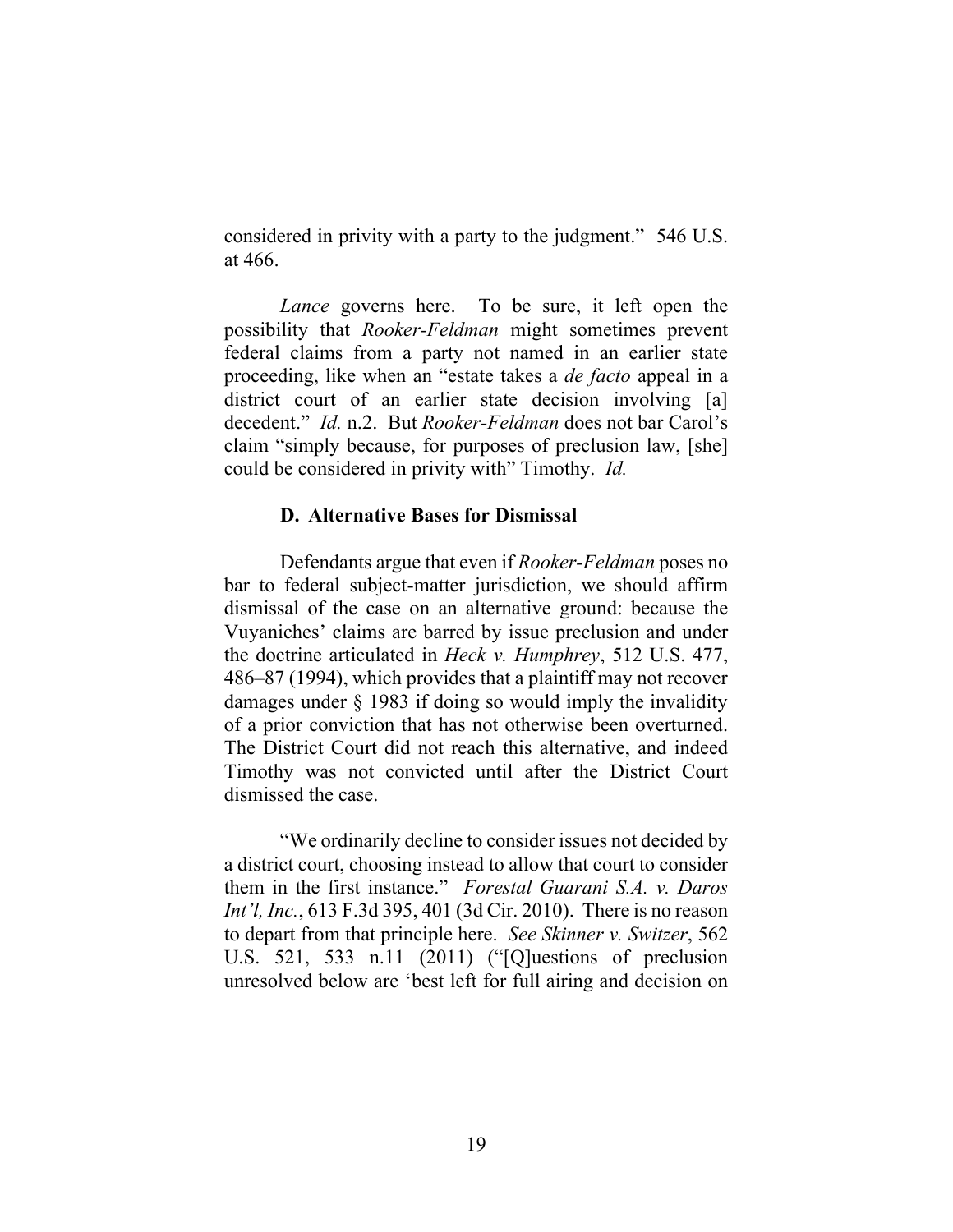considered in privity with a party to the judgment." 546 U.S. at 466.

*Lance* governs here. To be sure, it left open the possibility that *Rooker-Feldman* might sometimes prevent federal claims from a party not named in an earlier state proceeding, like when an "estate takes a *de facto* appeal in a district court of an earlier state decision involving [a] decedent." *Id.* n.2. But *Rooker-Feldman* does not bar Carol's claim "simply because, for purposes of preclusion law, [she] could be considered in privity with" Timothy. *Id.*

### D. Alternative Bases for Dismissal

Defendants argue that even if *Rooker-Feldman* poses no bar to federal subject-matter jurisdiction, we should affirm dismissal of the case on an alternative ground: because the Vuyaniches' claims are barred by issue preclusion and under the doctrine articulated in *Heck v. Humphrey*, 512 U.S. 477, 486–87 (1994), which provides that a plaintiff may not recover damages under § 1983 if doing so would imply the invalidity of a prior conviction that has not otherwise been overturned. The District Court did not reach this alternative, and indeed Timothy was not convicted until after the District Court dismissed the case.

"We ordinarily decline to consider issues not decided by a district court, choosing instead to allow that court to consider them in the first instance." *Forestal Guarani S.A. v. Daros Int'l, Inc.*, 613 F.3d 395, 401 (3d Cir. 2010). There is no reason to depart from that principle here. *See Skinner v. Switzer*, 562 U.S. 521, 533 n.11 (2011) ("[Q]uestions of preclusion unresolved below are 'best left for full airing and decision on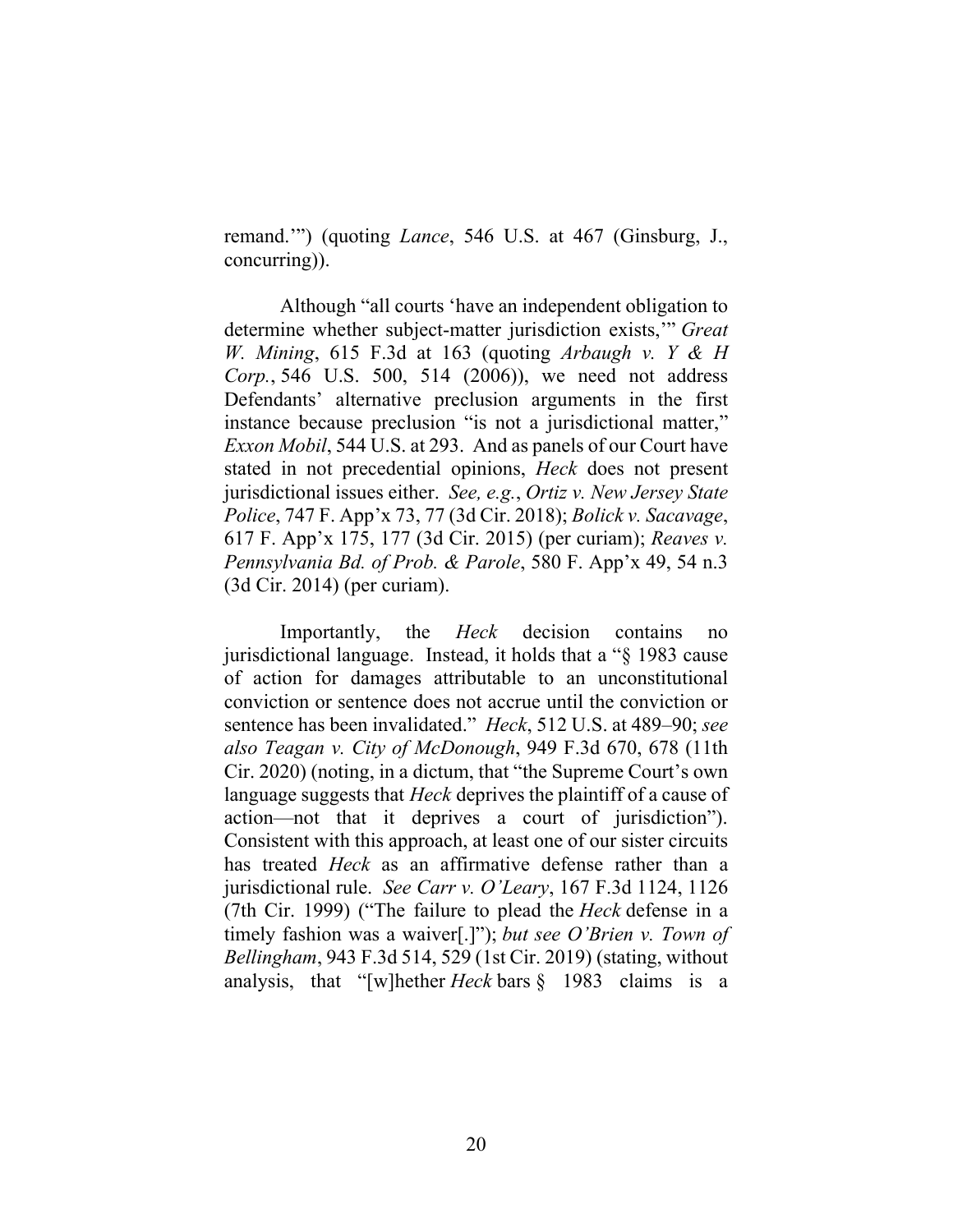remand.'") (quoting *Lance*, 546 U.S. at 467 (Ginsburg, J., concurring)).

Although "all courts 'have an independent obligation to determine whether subject-matter jurisdiction exists,'" *Great W. Mining*, 615 F.3d at 163 (quoting *Arbaugh v. Y & H Corp.*, 546 U.S. 500, 514 (2006)), we need not address Defendants' alternative preclusion arguments in the first instance because preclusion "is not a jurisdictional matter," *Exxon Mobil*, 544 U.S. at 293. And as panels of our Court have stated in not precedential opinions, *Heck* does not present jurisdictional issues either. *See, e.g.*, *Ortiz v. New Jersey State Police*, 747 F. App'x 73, 77 (3d Cir. 2018); *Bolick v. Sacavage*, 617 F. App'x 175, 177 (3d Cir. 2015) (per curiam); *Reaves v. Pennsylvania Bd. of Prob. & Parole*, 580 F. App'x 49, 54 n.3 (3d Cir. 2014) (per curiam).

Importantly, the *Heck* decision contains no jurisdictional language. Instead, it holds that a "§ 1983 cause of action for damages attributable to an unconstitutional conviction or sentence does not accrue until the conviction or sentence has been invalidated." *Heck*, 512 U.S. at 489–90; *see also Teagan v. City of McDonough*, 949 F.3d 670, 678 (11th Cir. 2020) (noting, in a dictum, that "the Supreme Court's own language suggests that *Heck* deprives the plaintiff of a cause of action—not that it deprives a court of jurisdiction"). Consistent with this approach, at least one of our sister circuits has treated *Heck* as an affirmative defense rather than a jurisdictional rule. *See Carr v. O'Leary*, 167 F.3d 1124, 1126 (7th Cir. 1999) ("The failure to plead the *Heck* defense in a timely fashion was a waiver[.]"); *but see O'Brien v. Town of Bellingham*, 943 F.3d 514, 529 (1st Cir. 2019) (stating, without analysis, that "[w]hether *Heck* bars § 1983 claims is a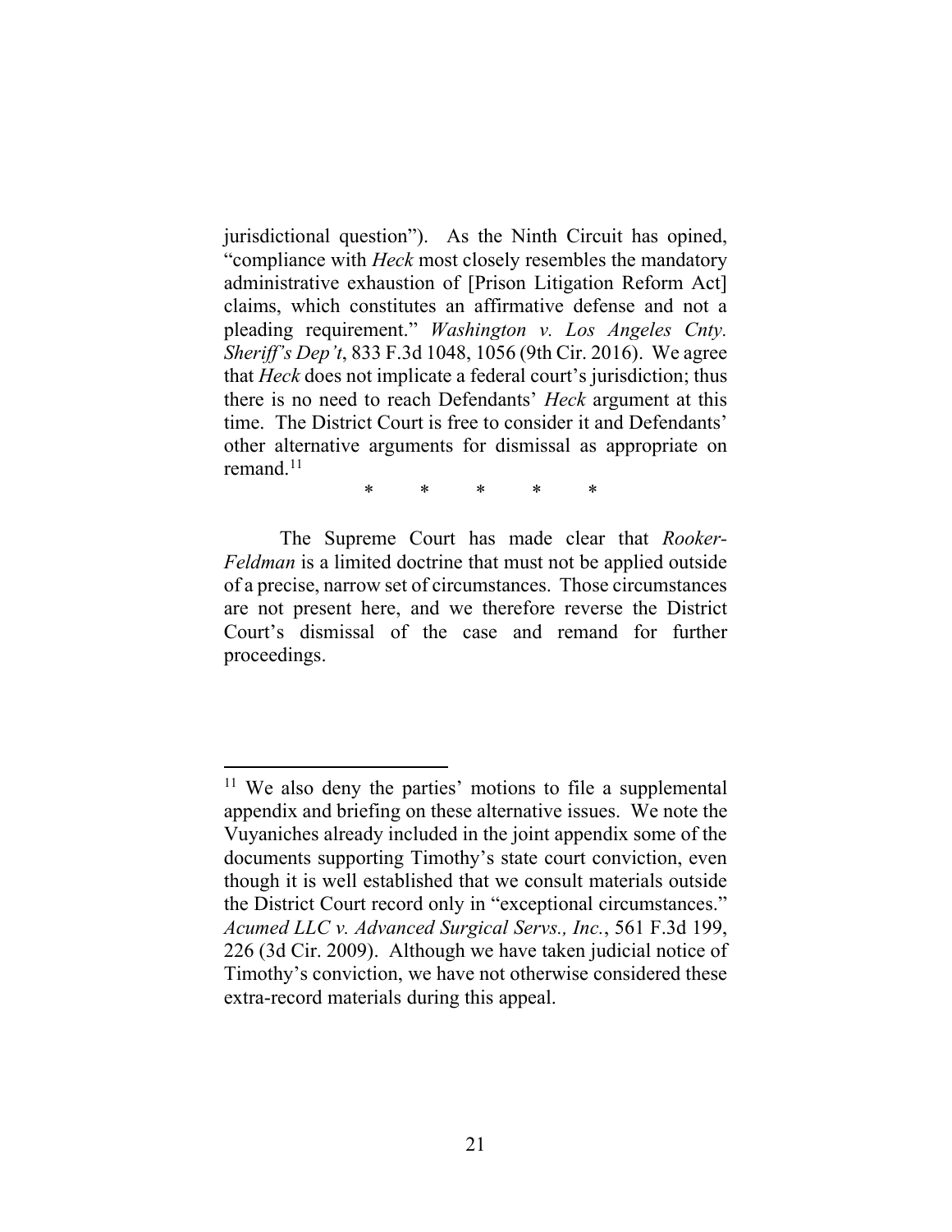jurisdictional question"). As the Ninth Circuit has opined, "compliance with *Heck* most closely resembles the mandatory administrative exhaustion of [Prison Litigation Reform Act] claims, which constitutes an affirmative defense and not a pleading requirement." *Washington v. Los Angeles Cnty. Sheriff's Dep't*, 833 F.3d 1048, 1056 (9th Cir. 2016). We agree that *Heck* does not implicate a federal court's jurisdiction; thus there is no need to reach Defendants' *Heck* argument at this time. The District Court is free to consider it and Defendants' other alternative arguments for dismissal as appropriate on remand.[11]

\* \* \* \* \*

The Supreme Court has made clear that *Rooker-Feldman* is a limited doctrine that must not be applied outside of a precise, narrow set of circumstances. Those circumstances are not present here, and we therefore reverse the District Court's dismissal of the case and remand for further proceedings.

---

[11] We also deny the parties' motions to file a supplemental appendix and briefing on these alternative issues. We note the Vuyaniches already included in the joint appendix some of the documents supporting Timothy's state court conviction, even though it is well established that we consult materials outside the District Court record only in "exceptional circumstances." *Acumed LLC v. Advanced Surgical Servs., Inc.*, 561 F.3d 199, 226 (3d Cir. 2009). Although we have taken judicial notice of Timothy's conviction, we have not otherwise considered these extra-record materials during this appeal.